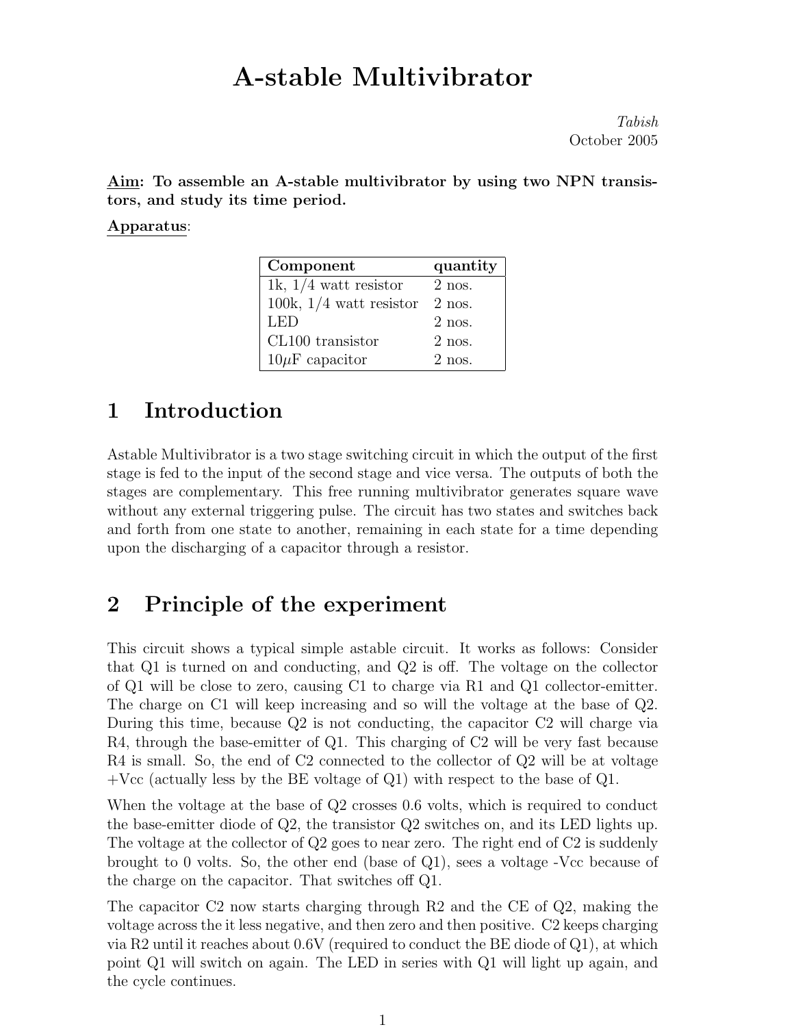# A-stable Multivibrator

*Tabish*
October 2005

**Aim: To assemble an A-stable multivibrator by using two NPN transistors, and study its time period.**

Apparatus:

| Component | quantity |
|---|---|
| 1k, 1/4 watt resistor | 2 nos. |
| 100k, 1/4 watt resistor | 2 nos. |
| LED | 2 nos. |
| CL100 transistor | 2 nos. |
| 10$\mu$F capacitor | 2 nos. |

## 1 Introduction

Astable Multivibrator is a two stage switching circuit in which the output of the first stage is fed to the input of the second stage and vice versa. The outputs of both the stages are complementary. This free running multivibrator generates square wave without any external triggering pulse. The circuit has two states and switches back and forth from one state to another, remaining in each state for a time depending upon the discharging of a capacitor through a resistor.

## 2 Principle of the experiment

This circuit shows a typical simple astable circuit. It works as follows: Consider that Q1 is turned on and conducting, and Q2 is off. The voltage on the collector of Q1 will be close to zero, causing C1 to charge via R1 and Q1 collector-emitter. The charge on C1 will keep increasing and so will the voltage at the base of Q2. During this time, because Q2 is not conducting, the capacitor C2 will charge via R4, through the base-emitter of Q1. This charging of C2 will be very fast because R4 is small. So, the end of C2 connected to the collector of Q2 will be at voltage +Vcc (actually less by the BE voltage of Q1) with respect to the base of Q1.

When the voltage at the base of Q2 crosses 0.6 volts, which is required to conduct the base-emitter diode of Q2, the transistor Q2 switches on, and its LED lights up. The voltage at the collector of Q2 goes to near zero. The right end of C2 is suddenly brought to 0 volts. So, the other end (base of Q1), sees a voltage -Vcc because of the charge on the capacitor. That switches off Q1.

The capacitor C2 now starts charging through R2 and the CE of Q2, making the voltage across the it less negative, and then zero and then positive. C2 keeps charging via R2 until it reaches about 0.6V (required to conduct the BE diode of Q1), at which point Q1 will switch on again. The LED in series with Q1 will light up again, and the cycle continues.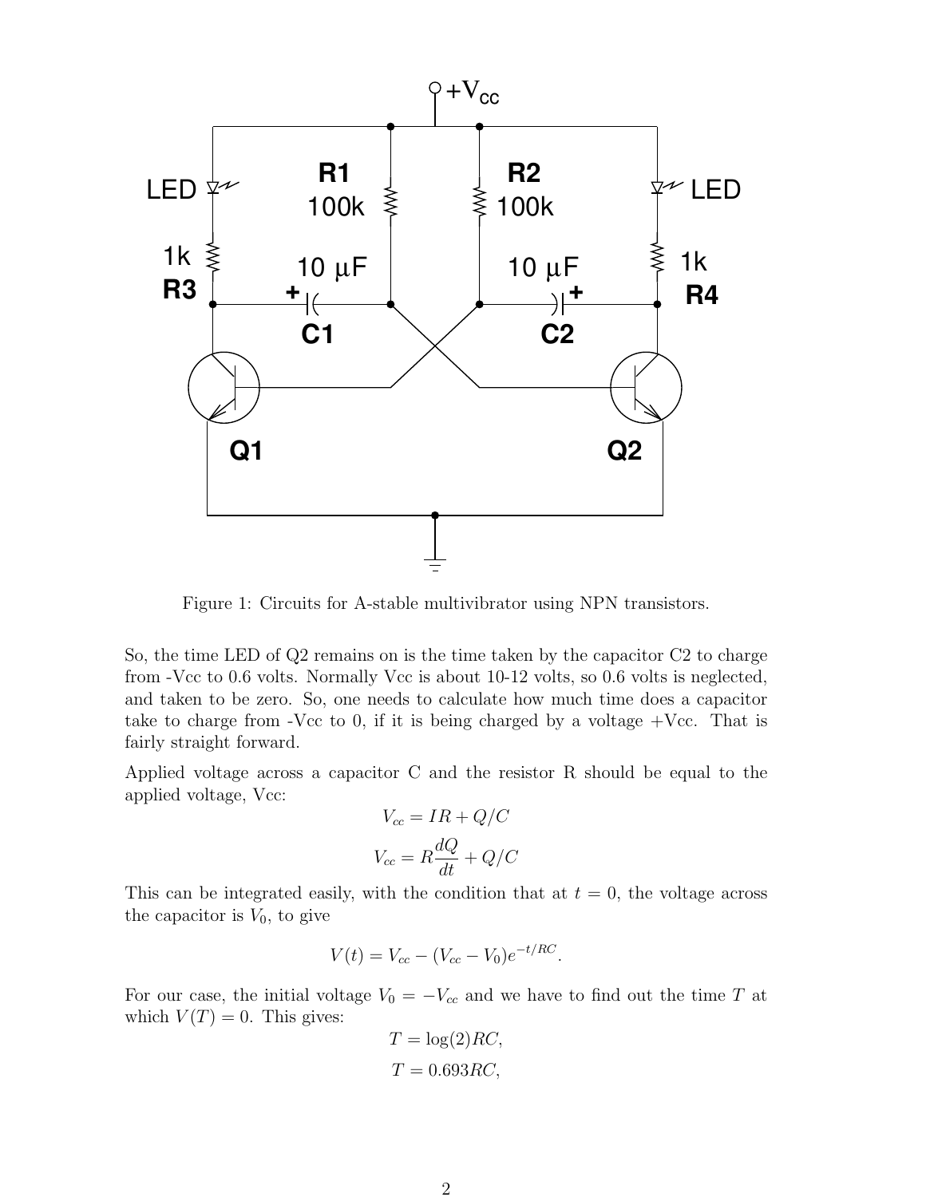Figure 1: Circuits for A-stable multivibrator using NPN transistors.

So, the time LED of Q2 remains on is the time taken by the capacitor C2 to charge from -Vcc to 0.6 volts. Normally Vcc is about 10-12 volts, so 0.6 volts is neglected, and taken to be zero. So, one needs to calculate how much time does a capacitor take to charge from -Vcc to 0, if it is being charged by a voltage +Vcc. That is fairly straight forward.

Applied voltage across a capacitor C and the resistor R should be equal to the applied voltage, Vcc:

$$V_{cc} = IR + Q/C$$

$$V_{cc} = R\frac{dQ}{dt} + Q/C$$

This can be integrated easily, with the condition that at $t = 0$, the voltage across the capacitor is $V_0$, to give

$$V(t) = V_{cc} - (V_{cc} - V_0)e^{-t/RC}.$$

For our case, the initial voltage $V_0 = -V_{cc}$ and we have to find out the time $T$ at which $V(T) = 0$. This gives:

$$T = \log(2)RC,$$

$$T = 0.693RC,$$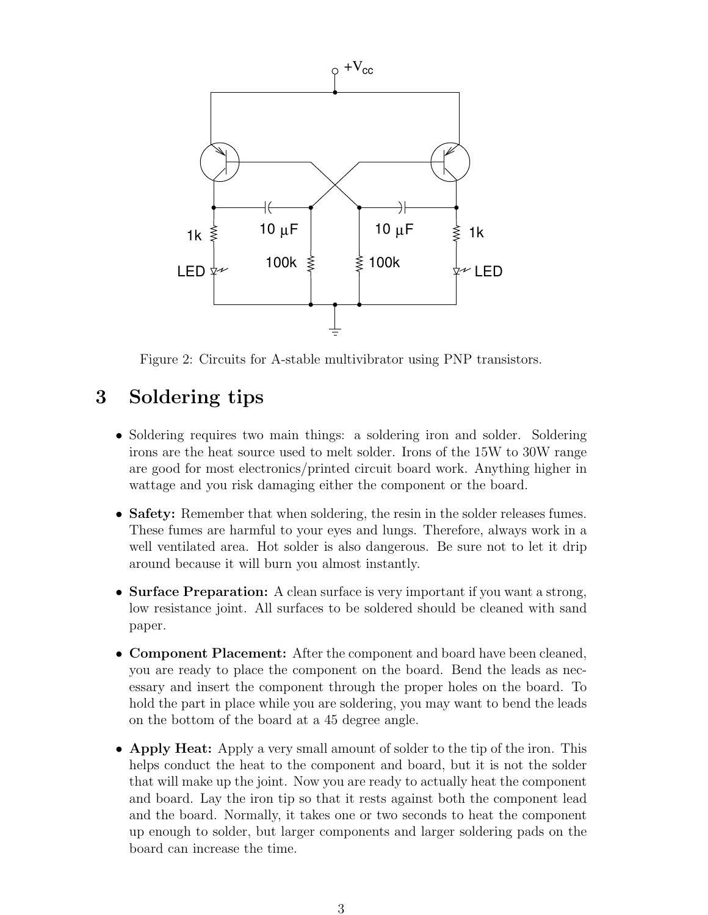Figure 2: Circuits for A-stable multivibrator using PNP transistors.

## 3 Soldering tips

- Soldering requires two main things: a soldering iron and solder. Soldering irons are the heat source used to melt solder. Irons of the 15W to 30W range are good for most electronics/printed circuit board work. Anything higher in wattage and you risk damaging either the component or the board.
- **Safety:** Remember that when soldering, the resin in the solder releases fumes. These fumes are harmful to your eyes and lungs. Therefore, always work in a well ventilated area. Hot solder is also dangerous. Be sure not to let it drip around because it will burn you almost instantly.
- **Surface Preparation:** A clean surface is very important if you want a strong, low resistance joint. All surfaces to be soldered should be cleaned with sand paper.
- **Component Placement:** After the component and board have been cleaned, you are ready to place the component on the board. Bend the leads as necessary and insert the component through the proper holes on the board. To hold the part in place while you are soldering, you may want to bend the leads on the bottom of the board at a 45 degree angle.
- **Apply Heat:** Apply a very small amount of solder to the tip of the iron. This helps conduct the heat to the component and board, but it is not the solder that will make up the joint. Now you are ready to actually heat the component and board. Lay the iron tip so that it rests against both the component lead and the board. Normally, it takes one or two seconds to heat the component up enough to solder, but larger components and larger soldering pads on the board can increase the time.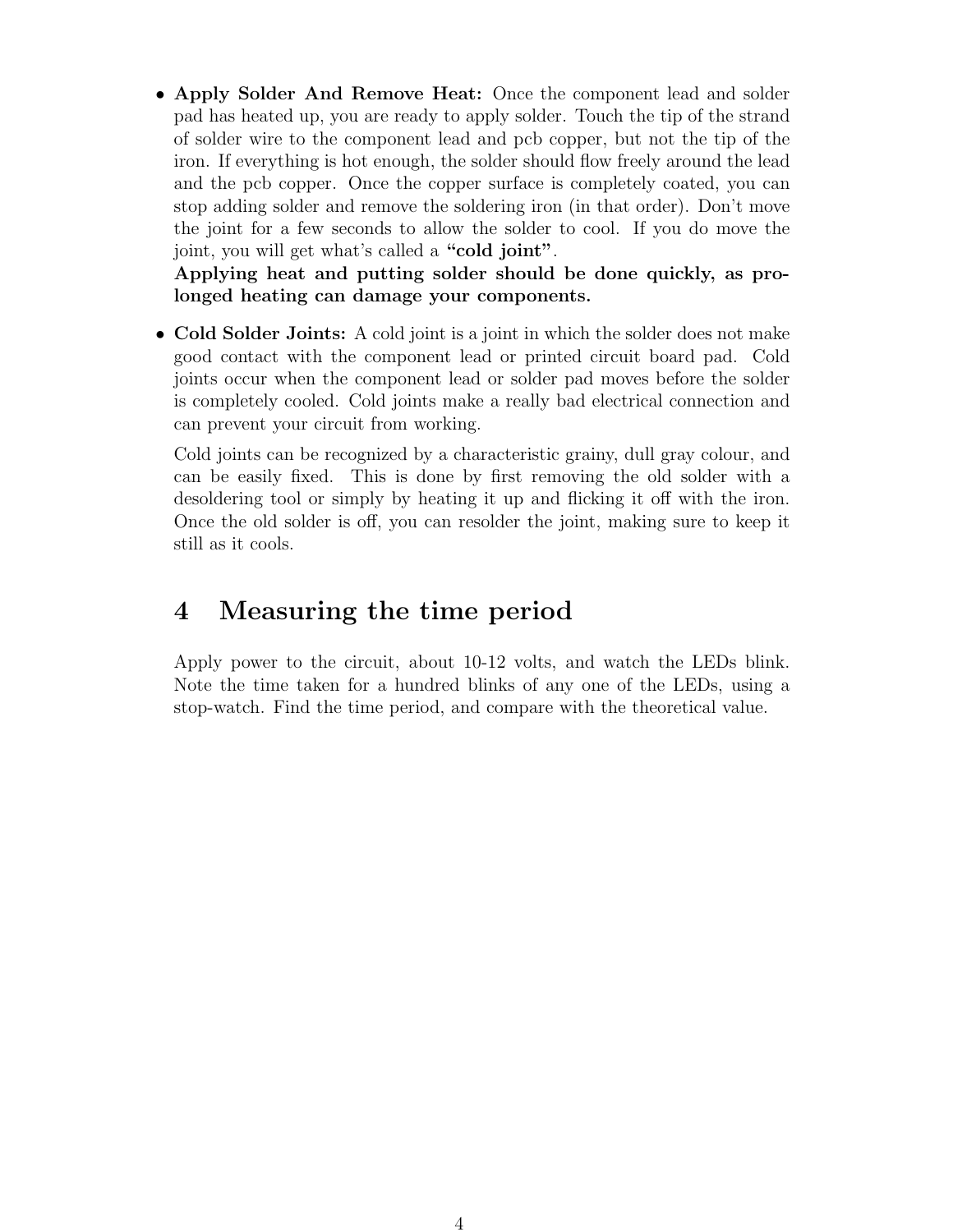- **Apply Solder And Remove Heat:** Once the component lead and solder pad has heated up, you are ready to apply solder. Touch the tip of the strand of solder wire to the component lead and pcb copper, but not the tip of the iron. If everything is hot enough, the solder should flow freely around the lead and the pcb copper. Once the copper surface is completely coated, you can stop adding solder and remove the soldering iron (in that order). Don't move the joint for a few seconds to allow the solder to cool. If you do move the joint, you will get what's called a **"cold joint"**.
  **Applying heat and putting solder should be done quickly, as prolonged heating can damage your components.**

- **Cold Solder Joints:** A cold joint is a joint in which the solder does not make good contact with the component lead or printed circuit board pad. Cold joints occur when the component lead or solder pad moves before the solder is completely cooled. Cold joints make a really bad electrical connection and can prevent your circuit from working.

  Cold joints can be recognized by a characteristic grainy, dull gray colour, and can be easily fixed. This is done by first removing the old solder with a desoldering tool or simply by heating it up and flicking it off with the iron. Once the old solder is off, you can resolder the joint, making sure to keep it still as it cools.

# 4 Measuring the time period

Apply power to the circuit, about 10-12 volts, and watch the LEDs blink. Note the time taken for a hundred blinks of any one of the LEDs, using a stop-watch. Find the time period, and compare with the theoretical value.